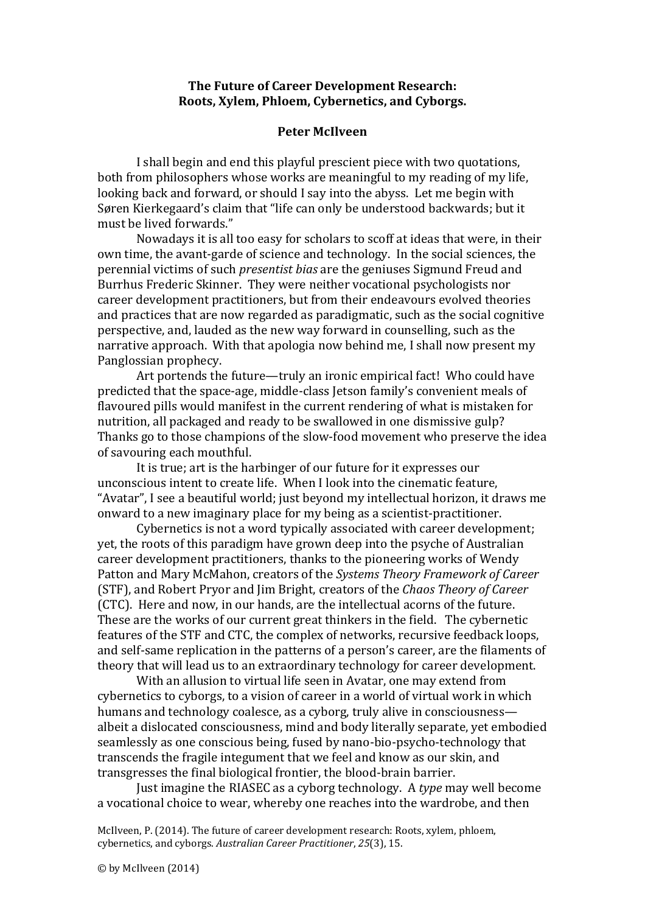# The Future of Career Development Research: Roots, Xylem, Phloem, Cybernetics, and Cyborgs.

**Peter McIlveen**

I shall begin and end this playful prescient piece with two quotations, both from philosophers whose works are meaningful to my reading of my life, looking back and forward, or should I say into the abyss. Let me begin with Søren Kierkegaard's claim that "life can only be understood backwards; but it must be lived forwards."

Nowadays it is all too easy for scholars to scoff at ideas that were, in their own time, the avant-garde of science and technology. In the social sciences, the perennial victims of such *presentist bias* are the geniuses Sigmund Freud and Burrhus Frederic Skinner. They were neither vocational psychologists nor career development practitioners, but from their endeavours evolved theories and practices that are now regarded as paradigmatic, such as the social cognitive perspective, and, lauded as the new way forward in counselling, such as the narrative approach. With that apologia now behind me, I shall now present my Panglossian prophecy.

Art portends the future—truly an ironic empirical fact! Who could have predicted that the space-age, middle-class Jetson family's convenient meals of flavoured pills would manifest in the current rendering of what is mistaken for nutrition, all packaged and ready to be swallowed in one dismissive gulp? Thanks go to those champions of the slow-food movement who preserve the idea of savouring each mouthful.

It is true; art is the harbinger of our future for it expresses our unconscious intent to create life. When I look into the cinematic feature, "Avatar", I see a beautiful world; just beyond my intellectual horizon, it draws me onward to a new imaginary place for my being as a scientist-practitioner.

Cybernetics is not a word typically associated with career development; yet, the roots of this paradigm have grown deep into the psyche of Australian career development practitioners, thanks to the pioneering works of Wendy Patton and Mary McMahon, creators of the *Systems Theory Framework of Career* (STF), and Robert Pryor and Jim Bright, creators of the *Chaos Theory of Career* (CTC). Here and now, in our hands, are the intellectual acorns of the future. These are the works of our current great thinkers in the field. The cybernetic features of the STF and CTC, the complex of networks, recursive feedback loops, and self-same replication in the patterns of a person's career, are the filaments of theory that will lead us to an extraordinary technology for career development.

With an allusion to virtual life seen in Avatar, one may extend from cybernetics to cyborgs, to a vision of career in a world of virtual work in which humans and technology coalesce, as a cyborg, truly alive in consciousness—albeit a dislocated consciousness, mind and body literally separate, yet embodied seamlessly as one conscious being, fused by nano-bio-psycho-technology that transcends the fragile integument that we feel and know as our skin, and transgresses the final biological frontier, the blood-brain barrier.

Just imagine the RIASEC as a cyborg technology. A *type* may well become a vocational choice to wear, whereby one reaches into the wardrobe, and then

McIlveen, P. (2014). The future of career development research: Roots, xylem, phloem, cybernetics, and cyborgs. *Australian Career Practitioner*, *25*(3), 15.

© by McIlveen (2014)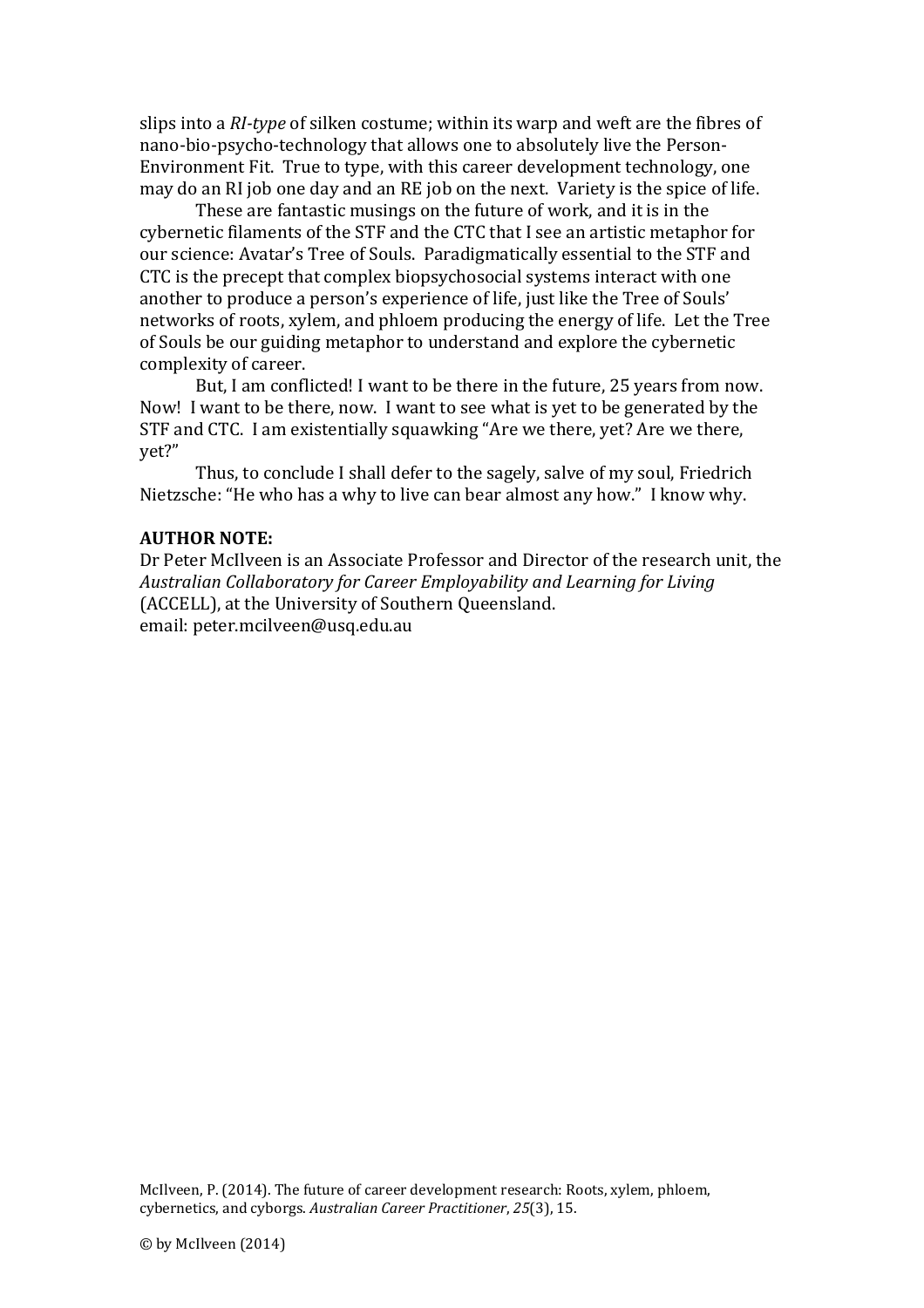slips into a *RI-type* of silken costume; within its warp and weft are the fibres of nano-bio-psycho-technology that allows one to absolutely live the Person-Environment Fit. True to type, with this career development technology, one may do an RI job one day and an RE job on the next. Variety is the spice of life.

These are fantastic musings on the future of work, and it is in the cybernetic filaments of the STF and the CTC that I see an artistic metaphor for our science: Avatar's Tree of Souls. Paradigmatically essential to the STF and CTC is the precept that complex biopsychosocial systems interact with one another to produce a person's experience of life, just like the Tree of Souls' networks of roots, xylem, and phloem producing the energy of life. Let the Tree of Souls be our guiding metaphor to understand and explore the cybernetic complexity of career.

But, I am conflicted! I want to be there in the future, 25 years from now. Now! I want to be there, now. I want to see what is yet to be generated by the STF and CTC. I am existentially squawking "Are we there, yet? Are we there, yet?"

Thus, to conclude I shall defer to the sagely, salve of my soul, Friedrich Nietzsche: "He who has a why to live can bear almost any how." I know why.

**AUTHOR NOTE:**
Dr Peter McIlveen is an Associate Professor and Director of the research unit, the *Australian Collaboratory for Career Employability and Learning for Living* (ACCELL), at the University of Southern Queensland.
email: peter.mcilveen@usq.edu.au

McIlveen, P. (2014). The future of career development research: Roots, xylem, phloem, cybernetics, and cyborgs. *Australian Career Practitioner*, *25*(3), 15.

© by McIlveen (2014)